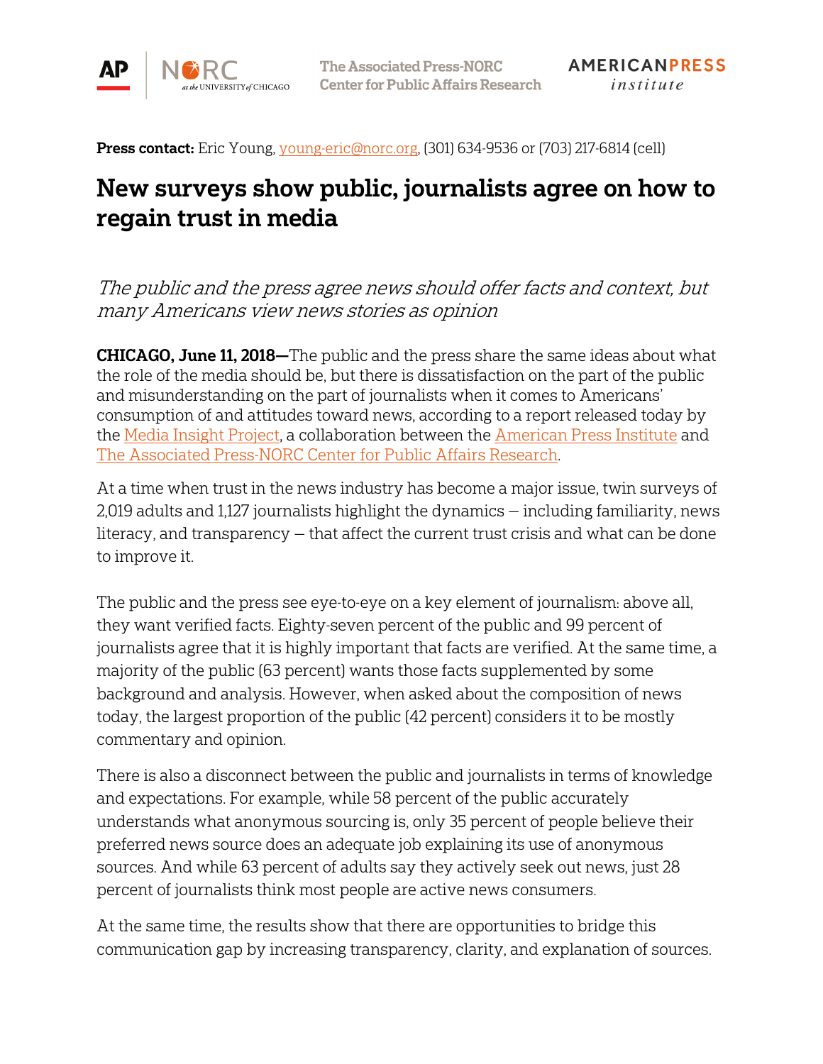The Associated Press-NORC Center for Public Affairs Research

**Press contact:** Eric Young, young-eric@norc.org, (301) 634-9536 or (703) 217-6814 (cell)

# New surveys show public, journalists agree on how to regain trust in media

*The public and the press agree news should offer facts and context, but many Americans view news stories as opinion*

**CHICAGO, June 11, 2018—**The public and the press share the same ideas about what the role of the media should be, but there is dissatisfaction on the part of the public and misunderstanding on the part of journalists when it comes to Americans' consumption of and attitudes toward news, according to a report released today by the Media Insight Project, a collaboration between the American Press Institute and The Associated Press-NORC Center for Public Affairs Research.

At a time when trust in the news industry has become a major issue, twin surveys of 2,019 adults and 1,127 journalists highlight the dynamics – including familiarity, news literacy, and transparency – that affect the current trust crisis and what can be done to improve it.

The public and the press see eye-to-eye on a key element of journalism: above all, they want verified facts. Eighty-seven percent of the public and 99 percent of journalists agree that it is highly important that facts are verified. At the same time, a majority of the public (63 percent) wants those facts supplemented by some background and analysis. However, when asked about the composition of news today, the largest proportion of the public (42 percent) considers it to be mostly commentary and opinion.

There is also a disconnect between the public and journalists in terms of knowledge and expectations. For example, while 58 percent of the public accurately understands what anonymous sourcing is, only 35 percent of people believe their preferred news source does an adequate job explaining its use of anonymous sources. And while 63 percent of adults say they actively seek out news, just 28 percent of journalists think most people are active news consumers.

At the same time, the results show that there are opportunities to bridge this communication gap by increasing transparency, clarity, and explanation of sources.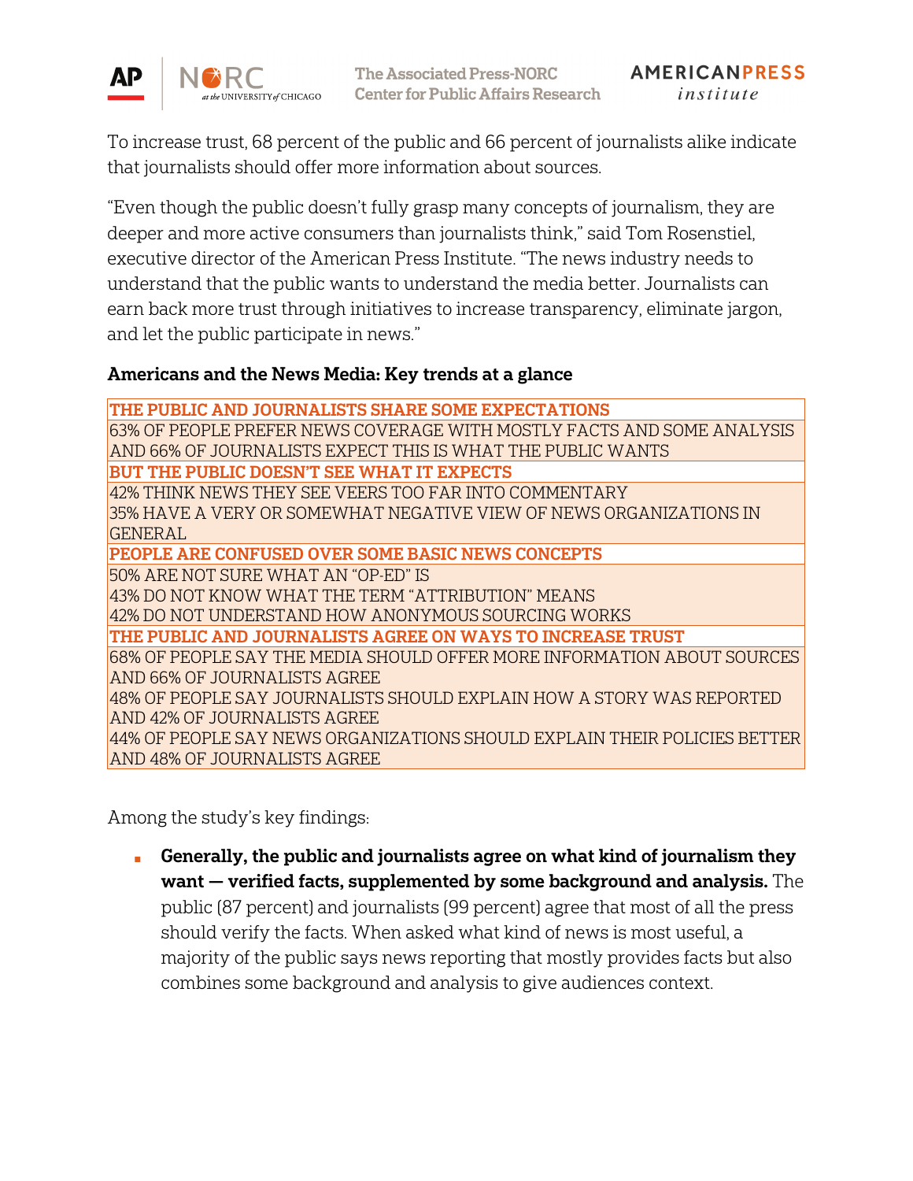To increase trust, 68 percent of the public and 66 percent of journalists alike indicate that journalists should offer more information about sources.

"Even though the public doesn't fully grasp many concepts of journalism, they are deeper and more active consumers than journalists think," said Tom Rosenstiel, executive director of the American Press Institute. "The news industry needs to understand that the public wants to understand the media better. Journalists can earn back more trust through initiatives to increase transparency, eliminate jargon, and let the public participate in news."

**Americans and the News Media: Key trends at a glance**

| **THE PUBLIC AND JOURNALISTS SHARE SOME EXPECTATIONS** |
|---|
| 63% OF PEOPLE PREFER NEWS COVERAGE WITH MOSTLY FACTS AND SOME ANALYSIS AND 66% OF JOURNALISTS EXPECT THIS IS WHAT THE PUBLIC WANTS |
| **BUT THE PUBLIC DOESN'T SEE WHAT IT EXPECTS** |
| 42% THINK NEWS THEY SEE VEERS TOO FAR INTO COMMENTARY<br>35% HAVE A VERY OR SOMEWHAT NEGATIVE VIEW OF NEWS ORGANIZATIONS IN GENERAL |
| **PEOPLE ARE CONFUSED OVER SOME BASIC NEWS CONCEPTS** |
| 50% ARE NOT SURE WHAT AN "OP-ED" IS<br>43% DO NOT KNOW WHAT THE TERM "ATTRIBUTION" MEANS<br>42% DO NOT UNDERSTAND HOW ANONYMOUS SOURCING WORKS |
| **THE PUBLIC AND JOURNALISTS AGREE ON WAYS TO INCREASE TRUST** |
| 68% OF PEOPLE SAY THE MEDIA SHOULD OFFER MORE INFORMATION ABOUT SOURCES AND 66% OF JOURNALISTS AGREE<br>48% OF PEOPLE SAY JOURNALISTS SHOULD EXPLAIN HOW A STORY WAS REPORTED AND 42% OF JOURNALISTS AGREE<br>44% OF PEOPLE SAY NEWS ORGANIZATIONS SHOULD EXPLAIN THEIR POLICIES BETTER AND 48% OF JOURNALISTS AGREE |

Among the study's key findings:

- **Generally, the public and journalists agree on what kind of journalism they want — verified facts, supplemented by some background and analysis.** The public (87 percent) and journalists (99 percent) agree that most of all the press should verify the facts. When asked what kind of news is most useful, a majority of the public says news reporting that mostly provides facts but also combines some background and analysis to give audiences context.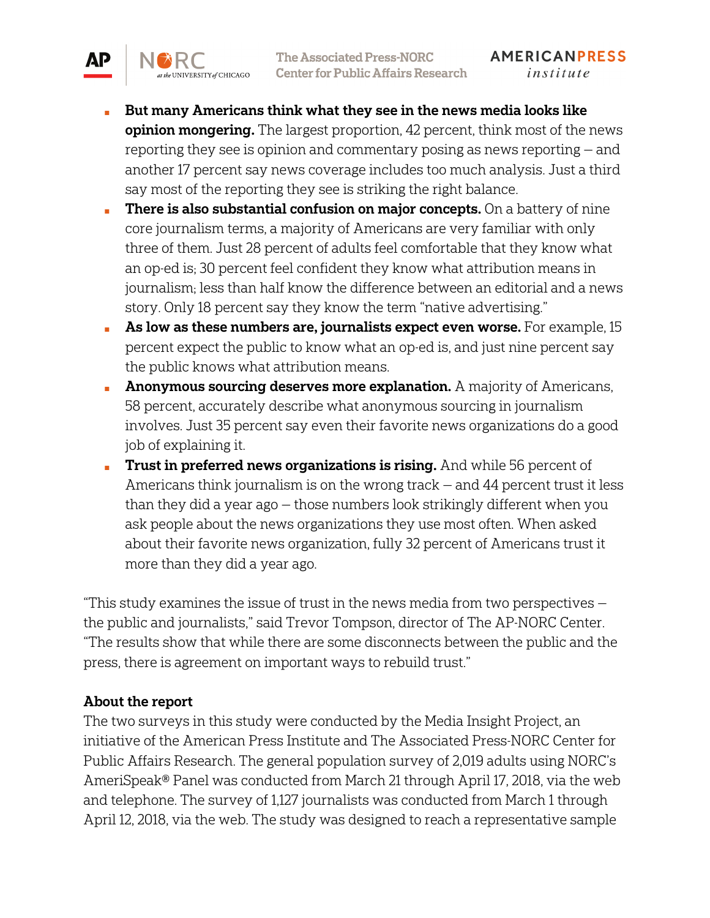- **But many Americans think what they see in the news media looks like opinion mongering.** The largest proportion, 42 percent, think most of the news reporting they see is opinion and commentary posing as news reporting – and another 17 percent say news coverage includes too much analysis. Just a third say most of the reporting they see is striking the right balance.
- **There is also substantial confusion on major concepts.** On a battery of nine core journalism terms, a majority of Americans are very familiar with only three of them. Just 28 percent of adults feel comfortable that they know what an op-ed is; 30 percent feel confident they know what attribution means in journalism; less than half know the difference between an editorial and a news story. Only 18 percent say they know the term "native advertising."
- **As low as these numbers are, journalists expect even worse.** For example, 15 percent expect the public to know what an op-ed is, and just nine percent say the public knows what attribution means.
- **Anonymous sourcing deserves more explanation.** A majority of Americans, 58 percent, accurately describe what anonymous sourcing in journalism involves. Just 35 percent say even their favorite news organizations do a good job of explaining it.
- **Trust in preferred news organizations is rising.** And while 56 percent of Americans think journalism is on the wrong track – and 44 percent trust it less than they did a year ago – those numbers look strikingly different when you ask people about the news organizations they use most often. When asked about their favorite news organization, fully 32 percent of Americans trust it more than they did a year ago.

"This study examines the issue of trust in the news media from two perspectives – the public and journalists," said Trevor Tompson, director of The AP-NORC Center. "The results show that while there are some disconnects between the public and the press, there is agreement on important ways to rebuild trust."

**About the report**

The two surveys in this study were conducted by the Media Insight Project, an initiative of the American Press Institute and The Associated Press-NORC Center for Public Affairs Research. The general population survey of 2,019 adults using NORC's AmeriSpeak® Panel was conducted from March 21 through April 17, 2018, via the web and telephone. The survey of 1,127 journalists was conducted from March 1 through April 12, 2018, via the web. The study was designed to reach a representative sample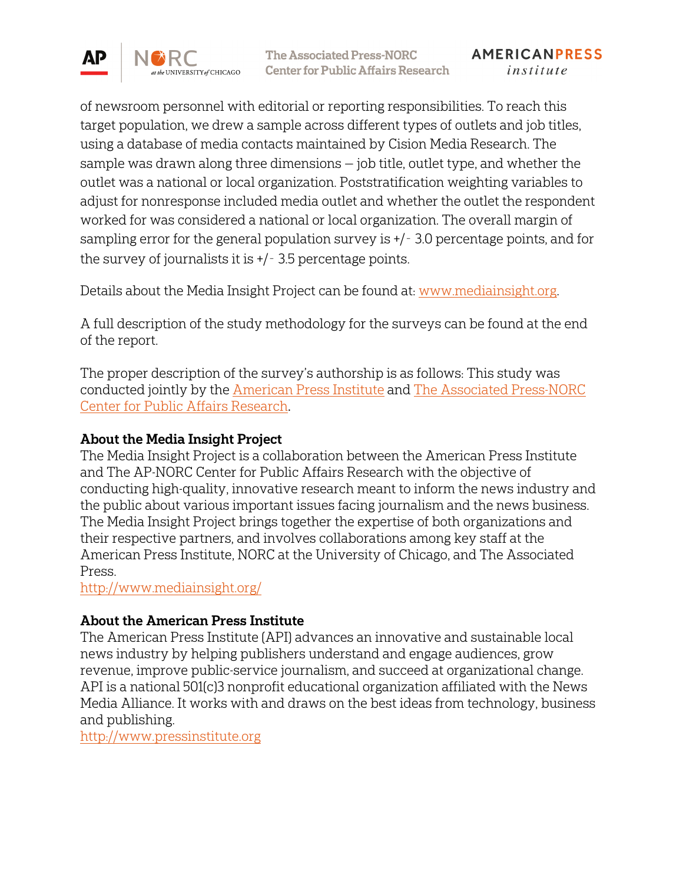of newsroom personnel with editorial or reporting responsibilities. To reach this target population, we drew a sample across different types of outlets and job titles, using a database of media contacts maintained by Cision Media Research. The sample was drawn along three dimensions — job title, outlet type, and whether the outlet was a national or local organization. Poststratification weighting variables to adjust for nonresponse included media outlet and whether the outlet the respondent worked for was considered a national or local organization. The overall margin of sampling error for the general population survey is +/- 3.0 percentage points, and for the survey of journalists it is +/- 3.5 percentage points.

Details about the Media Insight Project can be found at: [www.mediainsight.org](http://www.mediainsight.org).

A full description of the study methodology for the surveys can be found at the end of the report.

The proper description of the survey's authorship is as follows: This study was conducted jointly by the [American Press Institute](http://www.pressinstitute.org) and [The Associated Press-NORC Center for Public Affairs Research](http://www.apnorc.org).

**About the Media Insight Project**
The Media Insight Project is a collaboration between the American Press Institute and The AP-NORC Center for Public Affairs Research with the objective of conducting high-quality, innovative research meant to inform the news industry and the public about various important issues facing journalism and the news business. The Media Insight Project brings together the expertise of both organizations and their respective partners, and involves collaborations among key staff at the American Press Institute, NORC at the University of Chicago, and The Associated Press.
[http://www.mediainsight.org/](http://www.mediainsight.org/)

**About the American Press Institute**
The American Press Institute (API) advances an innovative and sustainable local news industry by helping publishers understand and engage audiences, grow revenue, improve public-service journalism, and succeed at organizational change. API is a national 501(c)3 nonprofit educational organization affiliated with the News Media Alliance. It works with and draws on the best ideas from technology, business and publishing.
[http://www.pressinstitute.org](http://www.pressinstitute.org)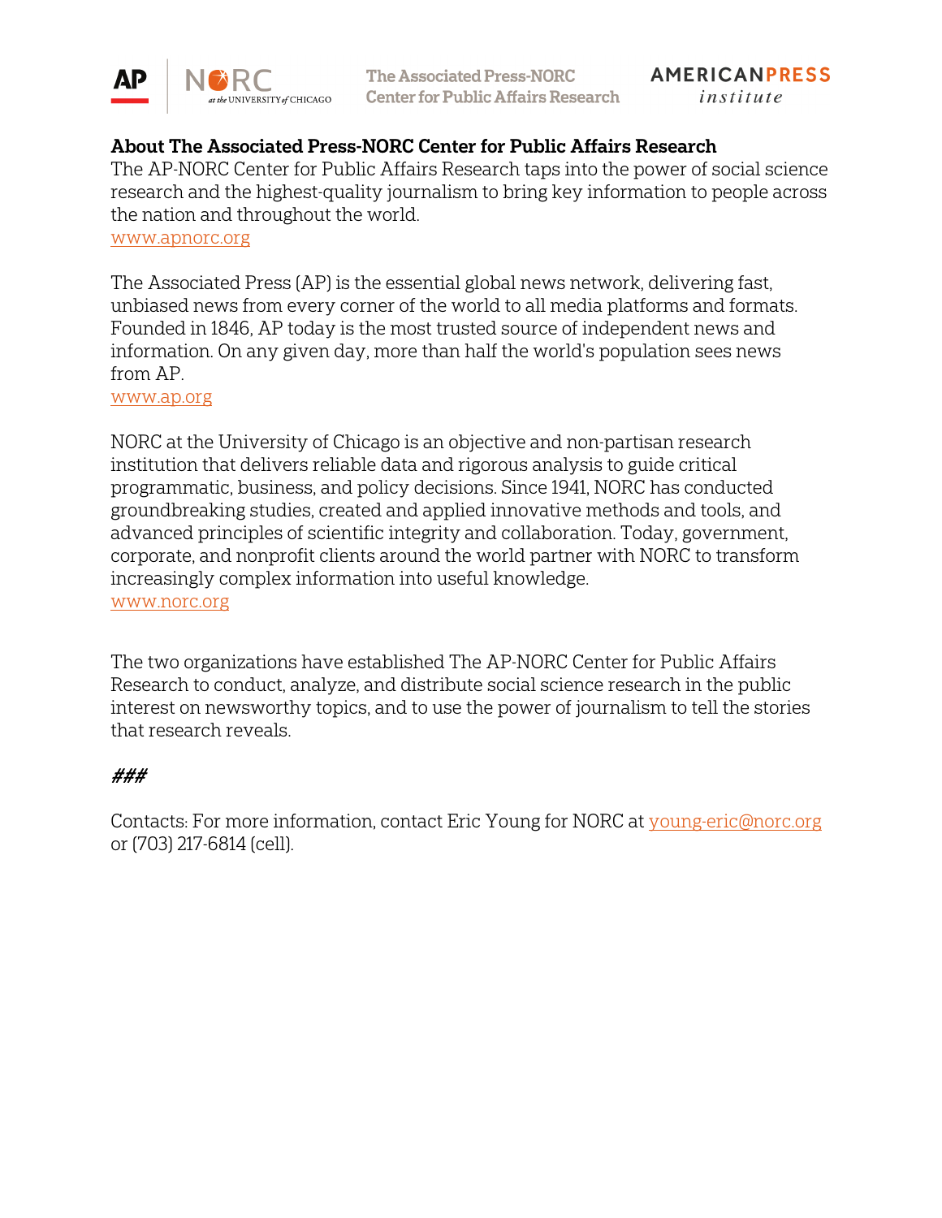## About The Associated Press-NORC Center for Public Affairs Research

The AP-NORC Center for Public Affairs Research taps into the power of social science research and the highest-quality journalism to bring key information to people across the nation and throughout the world.
www.apnorc.org

The Associated Press (AP) is the essential global news network, delivering fast, unbiased news from every corner of the world to all media platforms and formats. Founded in 1846, AP today is the most trusted source of independent news and information. On any given day, more than half the world's population sees news from AP.
www.ap.org

NORC at the University of Chicago is an objective and non-partisan research institution that delivers reliable data and rigorous analysis to guide critical programmatic, business, and policy decisions. Since 1941, NORC has conducted groundbreaking studies, created and applied innovative methods and tools, and advanced principles of scientific integrity and collaboration. Today, government, corporate, and nonprofit clients around the world partner with NORC to transform increasingly complex information into useful knowledge.
www.norc.org

The two organizations have established The AP-NORC Center for Public Affairs Research to conduct, analyze, and distribute social science research in the public interest on newsworthy topics, and to use the power of journalism to tell the stories that research reveals.

***###***

Contacts: For more information, contact Eric Young for NORC at young-eric@norc.org or (703) 217-6814 (cell).